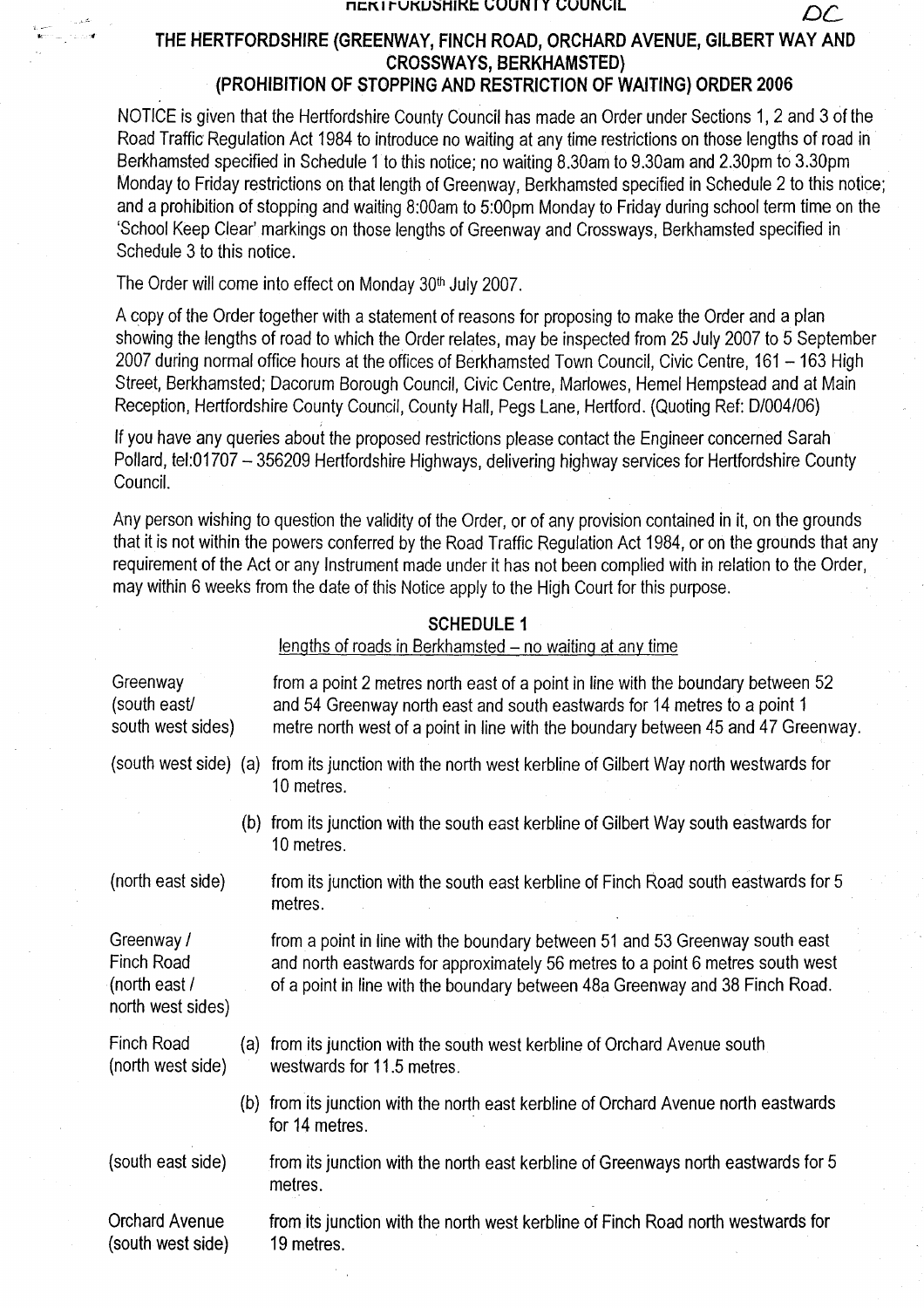HERTFORDSHIRE COUNTY COUNCIL

DC

# THE HERTFORDSHIRE (GREENWAY, FINCH ROAD, ORCHARD AVENUE, GILBERT WAY AND CROSSWAYS, BERKHAMSTED) (PROHIBITION OF STOPPING AND RESTRICTION OF WAITING) ORDER 2006

NOTICE is given that the Hertfordshire County Council has made an Order under Sections 1, 2 and 3 of the Road Traffic Regulation Act 1984 to introduce no waiting at any time restrictions on those lengths of road in Berkhamsted specified in Schedule 1 to this notice; no waiting 8.30am to 9.30am and 2.30pm to 3.30pm Monday to Friday restrictions on that length of Greenway, Berkhamsted specified in Schedule 2 to this notice; and a prohibition of stopping and waiting 8:00am to 5:00pm Monday to Friday during school term time on the 'School Keep Clear' markings on those lengths of Greenway and Crossways, Berkhamsted specified in Schedule 3 to this notice.

The Order will come into effect on Monday 30th July 2007.

A copy of the Order together with a statement of reasons for proposing to make the Order and a plan showing the lengths of road to which the Order relates, may be inspected from 25 July 2007 to 5 September 2007 during normal office hours at the offices of Berkhamsted Town Council, Civic Centre, 161 – 163 High Street, Berkhamsted; Dacorum Borough Council, Civic Centre, Marlowes, Hemel Hempstead and at Main Reception, Hertfordshire County Council, County Hall, Pegs Lane, Hertford. (Quoting Ref: D/004/06)

If you have any queries about the proposed restrictions please contact the Engineer concerned Sarah Pollard, tel:01707 – 356209 Hertfordshire Highways, delivering highway services for Hertfordshire County Council.

Any person wishing to question the validity of the Order, or of any provision contained in it, on the grounds that it is not within the powers conferred by the Road Traffic Regulation Act 1984, or on the grounds that any requirement of the Act or any Instrument made under it has not been complied with in relation to the Order, may within 6 weeks from the date of this Notice apply to the High Court for this purpose.

## SCHEDULE 1

lengths of roads in Berkhamsted – no waiting at any time

| | | |
|---|---|---|
| Greenway (south east/ south west sides) | | from a point 2 metres north east of a point in line with the boundary between 52 and 54 Greenway north east and south eastwards for 14 metres to a point 1 metre north west of a point in line with the boundary between 45 and 47 Greenway. |
| (south west side) | (a) | from its junction with the north west kerbline of Gilbert Way north westwards for 10 metres. |
| | (b) | from its junction with the south east kerbline of Gilbert Way south eastwards for 10 metres. |
| (north east side) | | from its junction with the south east kerbline of Finch Road south eastwards for 5 metres. |
| Greenway / Finch Road (north east / north west sides) | | from a point in line with the boundary between 51 and 53 Greenway south east and north eastwards for approximately 56 metres to a point 6 metres south west of a point in line with the boundary between 48a Greenway and 38 Finch Road. |
| Finch Road (north west side) | (a) | from its junction with the south west kerbline of Orchard Avenue south westwards for 11.5 metres. |
| | (b) | from its junction with the north east kerbline of Orchard Avenue north eastwards for 14 metres. |
| (south east side) | | from its junction with the north east kerbline of Greenways north eastwards for 5 metres. |
| Orchard Avenue (south west side) | | from its junction with the north west kerbline of Finch Road north westwards for 19 metres. |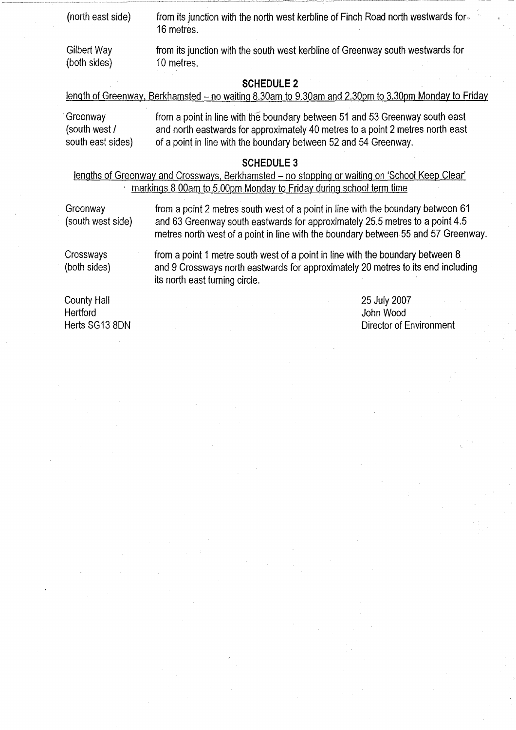| | |
|---|---|
| (north east side) | from its junction with the north west kerbline of Finch Road north westwards for 16 metres. |
| Gilbert Way (both sides) | from its junction with the south west kerbline of Greenway south westwards for 10 metres. |

## SCHEDULE 2

length of Greenway, Berkhamsted – no waiting 8.30am to 9.30am and 2.30pm to 3.30pm Monday to Friday

| | |
|---|---|
| Greenway (south west / south east sides) | from a point in line with the boundary between 51 and 53 Greenway south east and north eastwards for approximately 40 metres to a point 2 metres north east of a point in line with the boundary between 52 and 54 Greenway. |

## SCHEDULE 3

lengths of Greenway and Crossways, Berkhamsted – no stopping or waiting on 'School Keep Clear' markings 8.00am to 5.00pm Monday to Friday during school term time

| | |
|---|---|
| Greenway (south west side) | from a point 2 metres south west of a point in line with the boundary between 61 and 63 Greenway south eastwards for approximately 25.5 metres to a point 4.5 metres north west of a point in line with the boundary between 55 and 57 Greenway. |
| Crossways (both sides) | from a point 1 metre south west of a point in line with the boundary between 8 and 9 Crossways north eastwards for approximately 20 metres to its end including its north east turning circle. |

County Hall
Hertford
Herts SG13 8DN

25 July 2007
John Wood
Director of Environment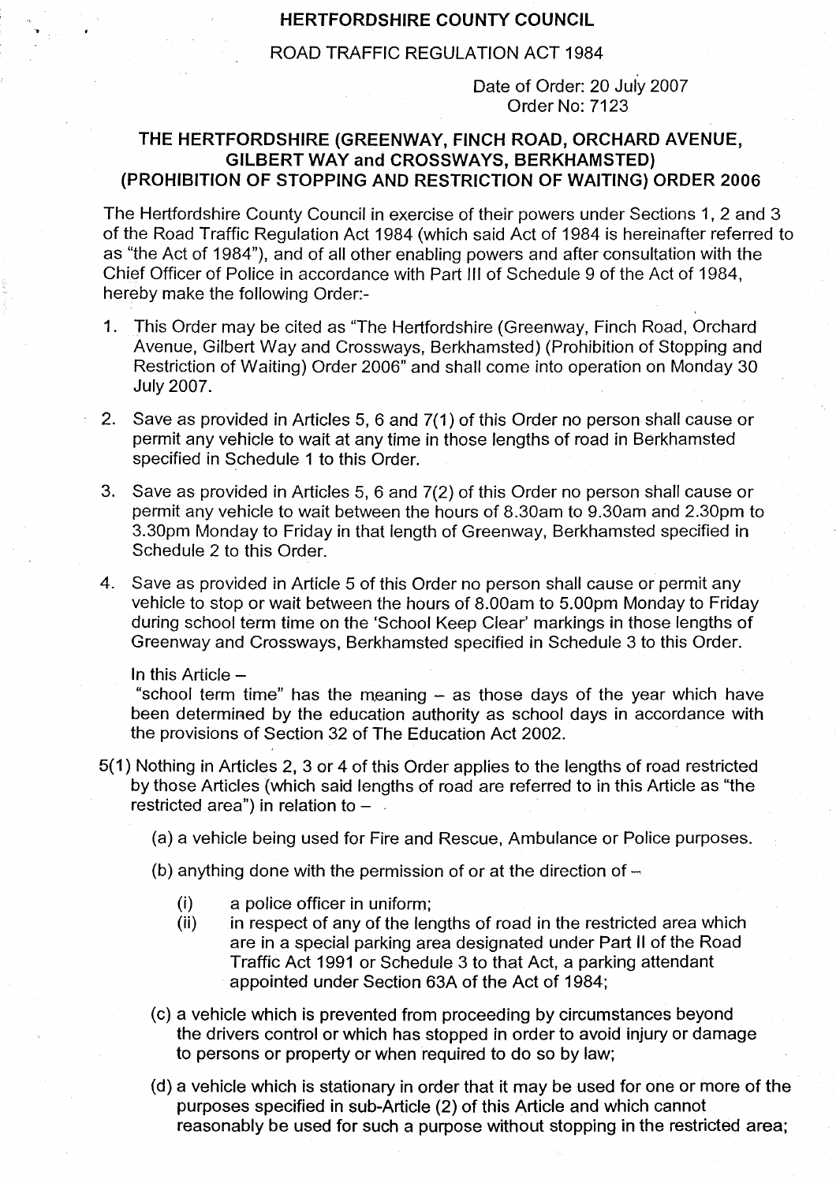**HERTFORDSHIRE COUNTY COUNCIL**

ROAD TRAFFIC REGULATION ACT 1984

Date of Order: 20 July 2007
Order No: 7123

## THE HERTFORDSHIRE (GREENWAY, FINCH ROAD, ORCHARD AVENUE, GILBERT WAY and CROSSWAYS, BERKHAMSTED) (PROHIBITION OF STOPPING AND RESTRICTION OF WAITING) ORDER 2006

The Hertfordshire County Council in exercise of their powers under Sections 1, 2 and 3 of the Road Traffic Regulation Act 1984 (which said Act of 1984 is hereinafter referred to as "the Act of 1984"), and of all other enabling powers and after consultation with the Chief Officer of Police in accordance with Part III of Schedule 9 of the Act of 1984, hereby make the following Order:-

1. This Order may be cited as "The Hertfordshire (Greenway, Finch Road, Orchard Avenue, Gilbert Way and Crossways, Berkhamsted) (Prohibition of Stopping and Restriction of Waiting) Order 2006" and shall come into operation on Monday 30 July 2007.

2. Save as provided in Articles 5, 6 and 7(1) of this Order no person shall cause or permit any vehicle to wait at any time in those lengths of road in Berkhamsted specified in Schedule 1 to this Order.

3. Save as provided in Articles 5, 6 and 7(2) of this Order no person shall cause or permit any vehicle to wait between the hours of 8.30am to 9.30am and 2.30pm to 3.30pm Monday to Friday in that length of Greenway, Berkhamsted specified in Schedule 2 to this Order.

4. Save as provided in Article 5 of this Order no person shall cause or permit any vehicle to stop or wait between the hours of 8.00am to 5.00pm Monday to Friday during school term time on the 'School Keep Clear' markings in those lengths of Greenway and Crossways, Berkhamsted specified in Schedule 3 to this Order.

   In this Article –
   "school term time" has the meaning – as those days of the year which have been determined by the education authority as school days in accordance with the provisions of Section 32 of The Education Act 2002.

5(1) Nothing in Articles 2, 3 or 4 of this Order applies to the lengths of road restricted by those Articles (which said lengths of road are referred to in this Article as "the restricted area") in relation to –

   (a) a vehicle being used for Fire and Rescue, Ambulance or Police purposes.

   (b) anything done with the permission of or at the direction of –

      (i) a police officer in uniform;
      (ii) in respect of any of the lengths of road in the restricted area which are in a special parking area designated under Part II of the Road Traffic Act 1991 or Schedule 3 to that Act, a parking attendant appointed under Section 63A of the Act of 1984;

   (c) a vehicle which is prevented from proceeding by circumstances beyond the drivers control or which has stopped in order to avoid injury or damage to persons or property or when required to do so by law;

   (d) a vehicle which is stationary in order that it may be used for one or more of the purposes specified in sub-Article (2) of this Article and which cannot reasonably be used for such a purpose without stopping in the restricted area;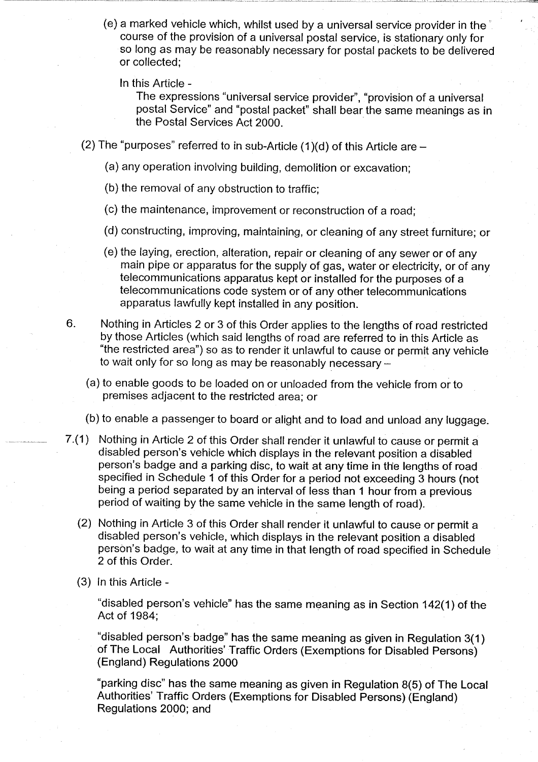(e) a marked vehicle which, whilst used by a universal service provider in the course of the provision of a universal postal service, is stationary only for so long as may be reasonably necessary for postal packets to be delivered or collected;

In this Article -

The expressions "universal service provider", "provision of a universal postal Service" and "postal packet" shall bear the same meanings as in the Postal Services Act 2000.

(2) The "purposes" referred to in sub-Article (1)(d) of this Article are –

(a) any operation involving building, demolition or excavation;

(b) the removal of any obstruction to traffic;

(c) the maintenance, improvement or reconstruction of a road;

(d) constructing, improving, maintaining, or cleaning of any street furniture; or

(e) the laying, erection, alteration, repair or cleaning of any sewer or of any main pipe or apparatus for the supply of gas, water or electricity, or of any telecommunications apparatus kept or installed for the purposes of a telecommunications code system or of any other telecommunications apparatus lawfully kept installed in any position.

6. Nothing in Articles 2 or 3 of this Order applies to the lengths of road restricted by those Articles (which said lengths of road are referred to in this Article as "the restricted area") so as to render it unlawful to cause or permit any vehicle to wait only for so long as may be reasonably necessary –

(a) to enable goods to be loaded on or unloaded from the vehicle from or to premises adjacent to the restricted area; or

(b) to enable a passenger to board or alight and to load and unload any luggage.

7.(1) Nothing in Article 2 of this Order shall render it unlawful to cause or permit a disabled person's vehicle which displays in the relevant position a disabled person's badge and a parking disc, to wait at any time in the lengths of road specified in Schedule 1 of this Order for a period not exceeding 3 hours (not being a period separated by an interval of less than 1 hour from a previous period of waiting by the same vehicle in the same length of road).

(2) Nothing in Article 3 of this Order shall render it unlawful to cause or permit a disabled person's vehicle, which displays in the relevant position a disabled person's badge, to wait at any time in that length of road specified in Schedule 2 of this Order.

(3) In this Article -

"disabled person's vehicle" has the same meaning as in Section 142(1) of the Act of 1984;

"disabled person's badge" has the same meaning as given in Regulation 3(1) of The Local Authorities' Traffic Orders (Exemptions for Disabled Persons) (England) Regulations 2000

"parking disc" has the same meaning as given in Regulation 8(5) of The Local Authorities' Traffic Orders (Exemptions for Disabled Persons) (England) Regulations 2000; and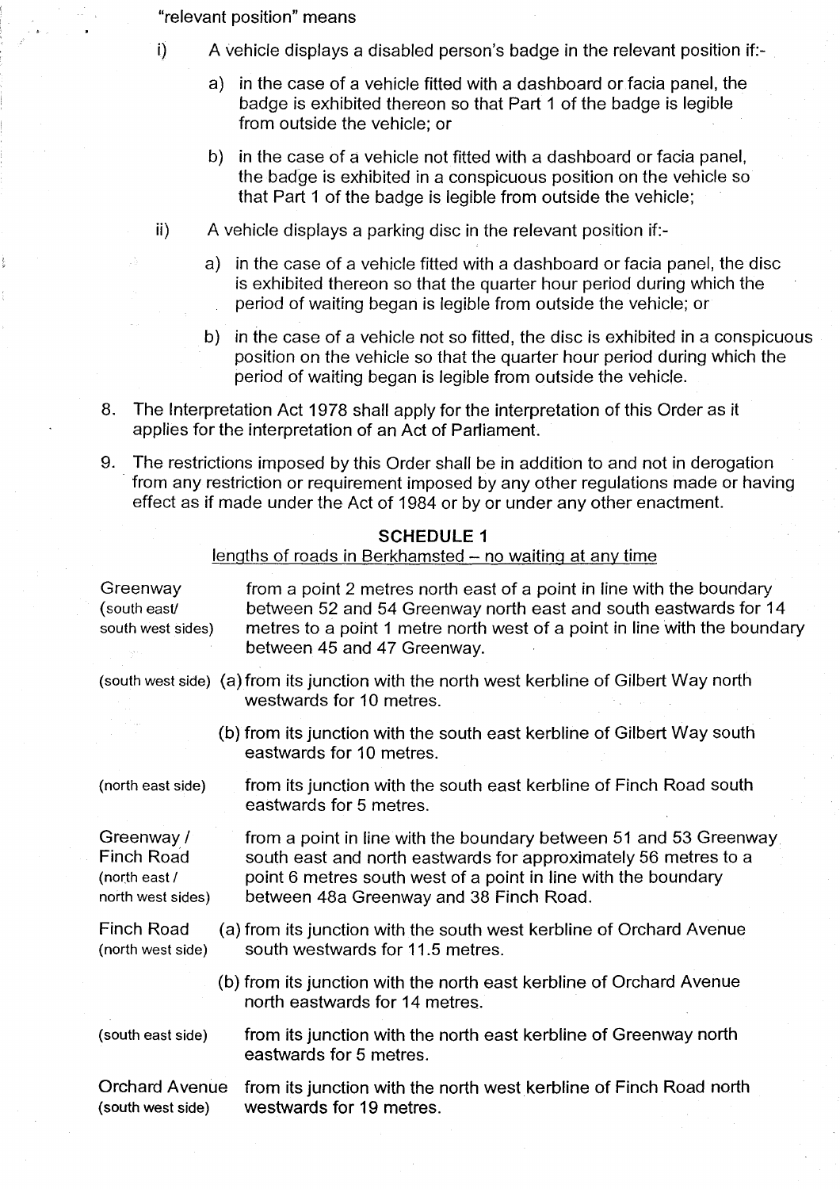"relevant position" means

i) A vehicle displays a disabled person's badge in the relevant position if:-

   a) in the case of a vehicle fitted with a dashboard or facia panel, the badge is exhibited thereon so that Part 1 of the badge is legible from outside the vehicle; or

   b) in the case of a vehicle not fitted with a dashboard or facia panel, the badge is exhibited in a conspicuous position on the vehicle so that Part 1 of the badge is legible from outside the vehicle;

ii) A vehicle displays a parking disc in the relevant position if:-

   a) in the case of a vehicle fitted with a dashboard or facia panel, the disc is exhibited thereon so that the quarter hour period during which the period of waiting began is legible from outside the vehicle; or

   b) in the case of a vehicle not so fitted, the disc is exhibited in a conspicuous position on the vehicle so that the quarter hour period during which the period of waiting began is legible from outside the vehicle.

8. The Interpretation Act 1978 shall apply for the interpretation of this Order as it applies for the interpretation of an Act of Parliament.

9. The restrictions imposed by this Order shall be in addition to and not in derogation from any restriction or requirement imposed by any other regulations made or having effect as if made under the Act of 1984 or by or under any other enactment.

## SCHEDULE 1

lengths of roads in Berkhamsted – no waiting at any time

| | |
|---|---|
| Greenway (south east/ south west sides) | from a point 2 metres north east of a point in line with the boundary between 52 and 54 Greenway north east and south eastwards for 14 metres to a point 1 metre north west of a point in line with the boundary between 45 and 47 Greenway. |
| (south west side) | (a) from its junction with the north west kerbline of Gilbert Way north westwards for 10 metres. |
| | (b) from its junction with the south east kerbline of Gilbert Way south eastwards for 10 metres. |
| (north east side) | from its junction with the south east kerbline of Finch Road south eastwards for 5 metres. |
| Greenway / Finch Road (north east / north west sides) | from a point in line with the boundary between 51 and 53 Greenway south east and north eastwards for approximately 56 metres to a point 6 metres south west of a point in line with the boundary between 48a Greenway and 38 Finch Road. |
| Finch Road (north west side) | (a) from its junction with the south west kerbline of Orchard Avenue south westwards for 11.5 metres. |
| | (b) from its junction with the north east kerbline of Orchard Avenue north eastwards for 14 metres. |
| (south east side) | from its junction with the north east kerbline of Greenway north eastwards for 5 metres. |
| Orchard Avenue (south west side) | from its junction with the north west kerbline of Finch Road north westwards for 19 metres. |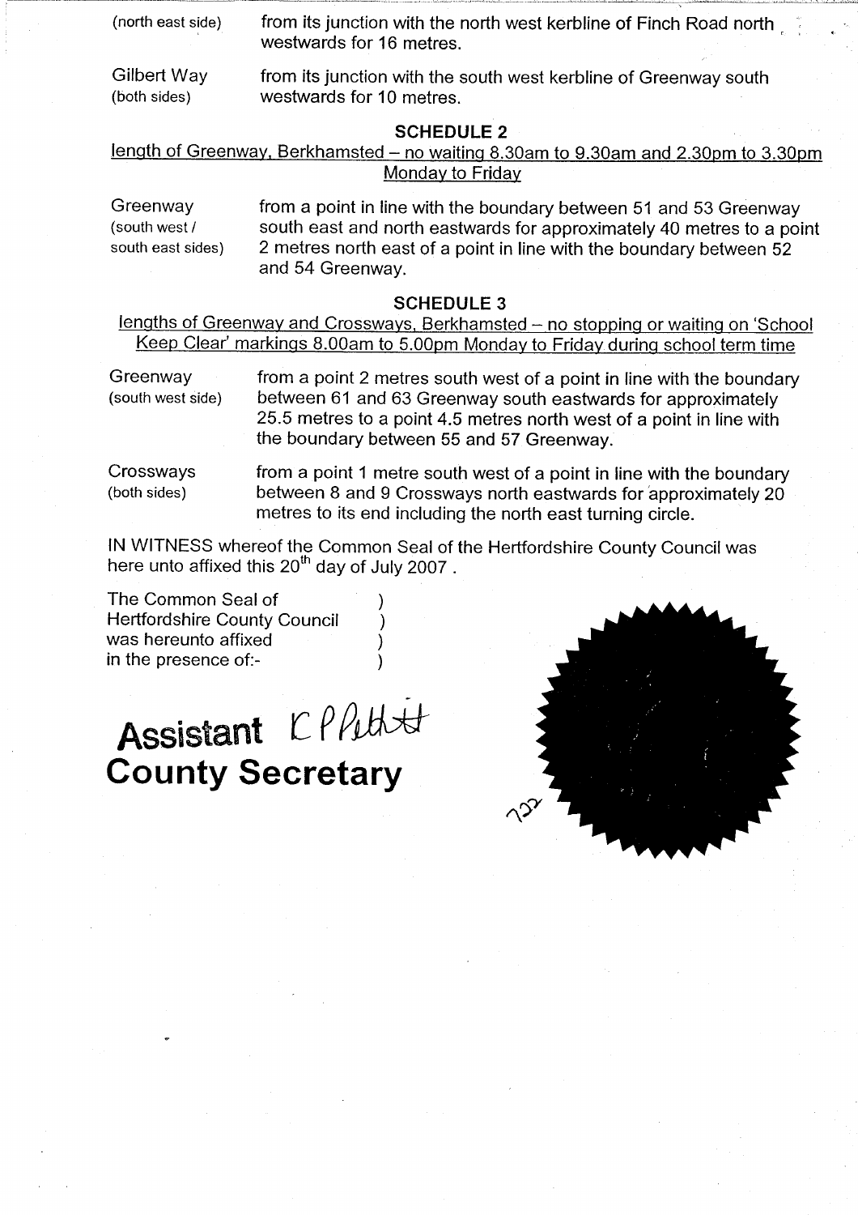| | |
|---|---|
| (north east side) | from its junction with the north west kerbline of Finch Road north westwards for 16 metres. |
| Gilbert Way (both sides) | from its junction with the south west kerbline of Greenway south westwards for 10 metres. |

## SCHEDULE 2

length of Greenway, Berkhamsted – no waiting 8.30am to 9.30am and 2.30pm to 3.30pm Monday to Friday

| | |
|---|---|
| Greenway (south west / south east sides) | from a point in line with the boundary between 51 and 53 Greenway south east and north eastwards for approximately 40 metres to a point 2 metres north east of a point in line with the boundary between 52 and 54 Greenway. |

## SCHEDULE 3

lengths of Greenway and Crossways, Berkhamsted – no stopping or waiting on 'School Keep Clear' markings 8.00am to 5.00pm Monday to Friday during school term time

| | |
|---|---|
| Greenway (south west side) | from a point 2 metres south west of a point in line with the boundary between 61 and 63 Greenway south eastwards for approximately 25.5 metres to a point 4.5 metres north west of a point in line with the boundary between 55 and 57 Greenway. |
| Crossways (both sides) | from a point 1 metre south west of a point in line with the boundary between 8 and 9 Crossways north eastwards for approximately 20 metres to its end including the north east turning circle. |

IN WITNESS whereof the Common Seal of the Hertfordshire County Council was here unto affixed this 20th day of July 2007 .

The Common Seal of )
Hertfordshire County Council )
was hereunto affixed )
in the presence of:- )

**Assistant** C P Pitt
**County Secretary**

122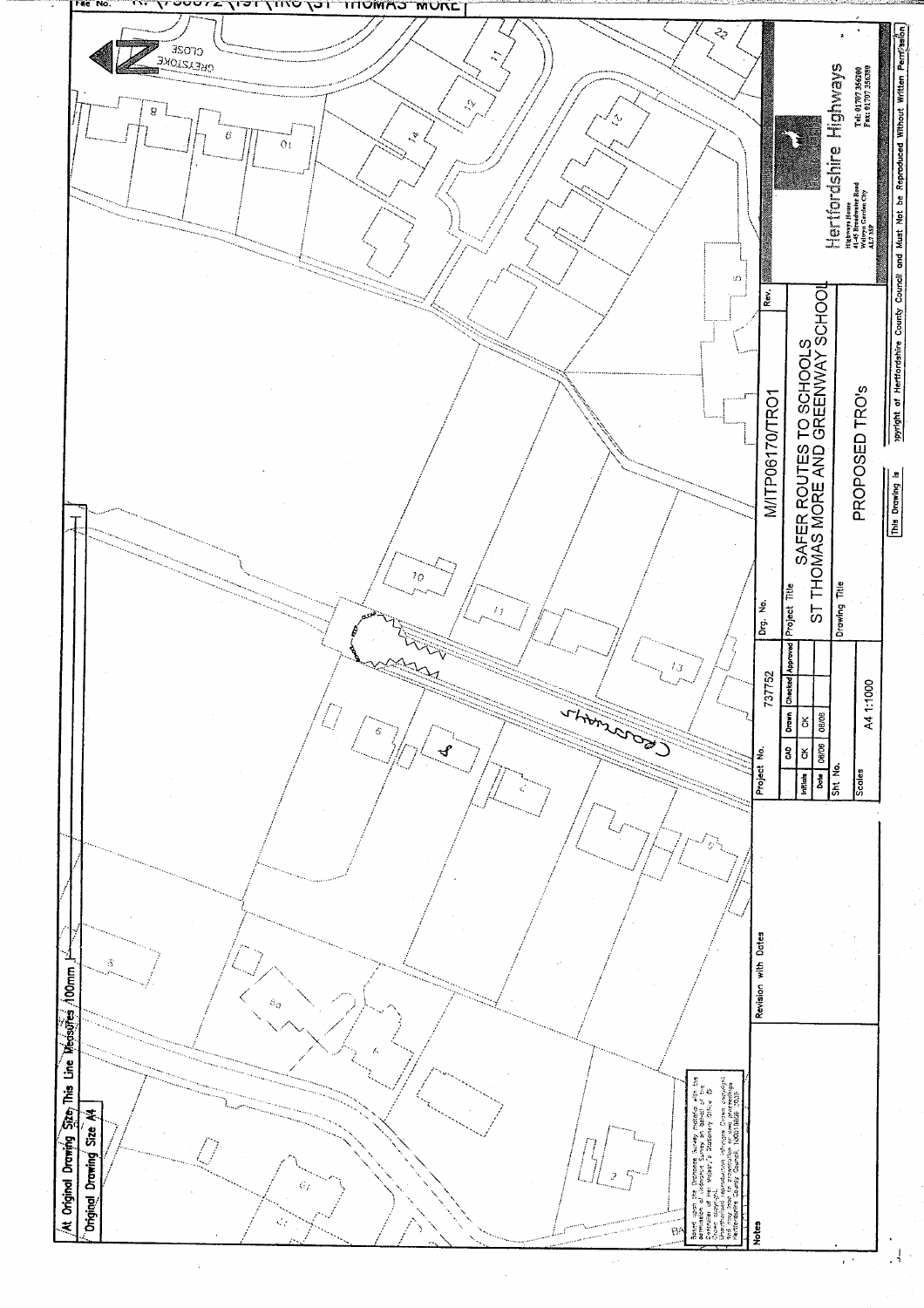File No. ... (ST THOMAS MORE)

At Original Drawing Size This Line Measures 100mm

Original Drawing Size A4

GREYSTOKE CLOSE

Crossways

| Project No. | 737752 | | | Drg. No. | M/ITP06170/TRO1 | Rev. |
|---|---|---|---|---|---|---|
| | CAD | Drawn | Checked | Approved | Project Title | |
| Initials | CK | CK | | | SAFER ROUTES TO SCHOOLS ST THOMAS MORE AND GREENWAY SCHOOL | |
| Date | 06/06 | 06/06 | | | | |
| Sht. No. | | | | | Drawing Title | |
| Scales | A4 1:1000 | | | | PROPOSED TRO's | |

Hertfordshire Highways

Highways House
41-45 Broadwater Road
Welwyn Garden City
AL7 3SP

Tel: 01707 356200
Fax: 01707 356309

Revision with Dates

Notes

Based upon the Ordnance Survey mapping with the permission of Ordnance Survey on behalf of the Controller of Her Majesty's Stationery Office © Crown copyright. Unauthorised reproduction infringes Crown copyright and may lead to prosecution or civil proceedings. Hertfordshire County Council 100019606 2005

This Drawing is Copyright of Hertfordshire County Council and Must Not be Reproduced Without Written Permission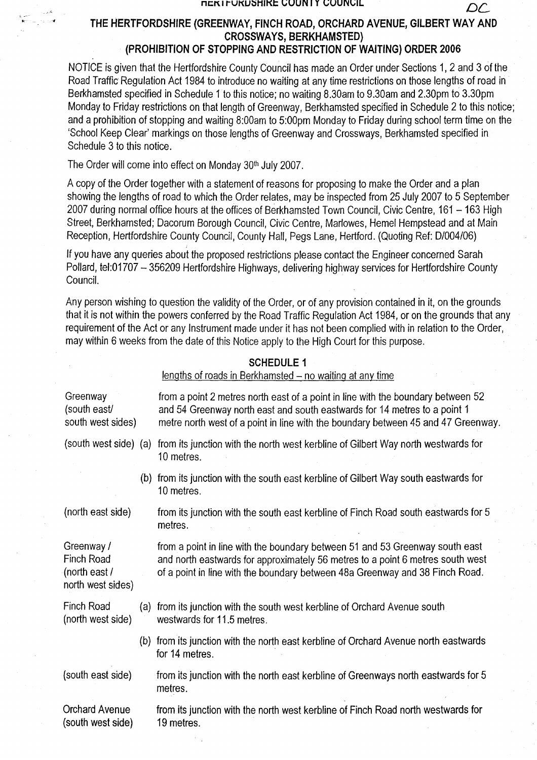HERTFORDSHIRE COUNTY COUNCIL

DC

# THE HERTFORDSHIRE (GREENWAY, FINCH ROAD, ORCHARD AVENUE, GILBERT WAY AND CROSSWAYS, BERKHAMSTED) (PROHIBITION OF STOPPING AND RESTRICTION OF WAITING) ORDER 2006

NOTICE is given that the Hertfordshire County Council has made an Order under Sections 1, 2 and 3 of the Road Traffic Regulation Act 1984 to introduce no waiting at any time restrictions on those lengths of road in Berkhamsted specified in Schedule 1 to this notice; no waiting 8.30am to 9.30am and 2.30pm to 3.30pm Monday to Friday restrictions on that length of Greenway, Berkhamsted specified in Schedule 2 to this notice; and a prohibition of stopping and waiting 8:00am to 5:00pm Monday to Friday during school term time on the 'School Keep Clear' markings on those lengths of Greenway and Crossways, Berkhamsted specified in Schedule 3 to this notice.

The Order will come into effect on Monday 30th July 2007.

A copy of the Order together with a statement of reasons for proposing to make the Order and a plan showing the lengths of road to which the Order relates, may be inspected from 25 July 2007 to 5 September 2007 during normal office hours at the offices of Berkhamsted Town Council, Civic Centre, 161 – 163 High Street, Berkhamsted; Dacorum Borough Council, Civic Centre, Marlowes, Hemel Hempstead and at Main Reception, Hertfordshire County Council, County Hall, Pegs Lane, Hertford. (Quoting Ref: D/004/06)

If you have any queries about the proposed restrictions please contact the Engineer concerned Sarah Pollard, tel:01707 – 356209 Hertfordshire Highways, delivering highway services for Hertfordshire County Council.

Any person wishing to question the validity of the Order, or of any provision contained in it, on the grounds that it is not within the powers conferred by the Road Traffic Regulation Act 1984, or on the grounds that any requirement of the Act or any Instrument made under it has not been complied with in relation to the Order, may within 6 weeks from the date of this Notice apply to the High Court for this purpose.

## SCHEDULE 1

lengths of roads in Berkhamsted – no waiting at any time

| | | |
|---|---|---|
| Greenway (south east/ south west sides) | | from a point 2 metres north east of a point in line with the boundary between 52 and 54 Greenway north east and south eastwards for 14 metres to a point 1 metre north west of a point in line with the boundary between 45 and 47 Greenway. |
| (south west side) | (a) | from its junction with the north west kerbline of Gilbert Way north westwards for 10 metres. |
| | (b) | from its junction with the south east kerbline of Gilbert Way south eastwards for 10 metres. |
| (north east side) | | from its junction with the south east kerbline of Finch Road south eastwards for 5 metres. |
| Greenway / Finch Road (north east / north west sides) | | from a point in line with the boundary between 51 and 53 Greenway south east and north eastwards for approximately 56 metres to a point 6 metres south west of a point in line with the boundary between 48a Greenway and 38 Finch Road. |
| Finch Road (north west side) | (a) | from its junction with the south west kerbline of Orchard Avenue south westwards for 11.5 metres. |
| | (b) | from its junction with the north east kerbline of Orchard Avenue north eastwards for 14 metres. |
| (south east side) | | from its junction with the north east kerbline of Greenways north eastwards for 5 metres. |
| Orchard Avenue (south west side) | | from its junction with the north west kerbline of Finch Road north westwards for 19 metres. |